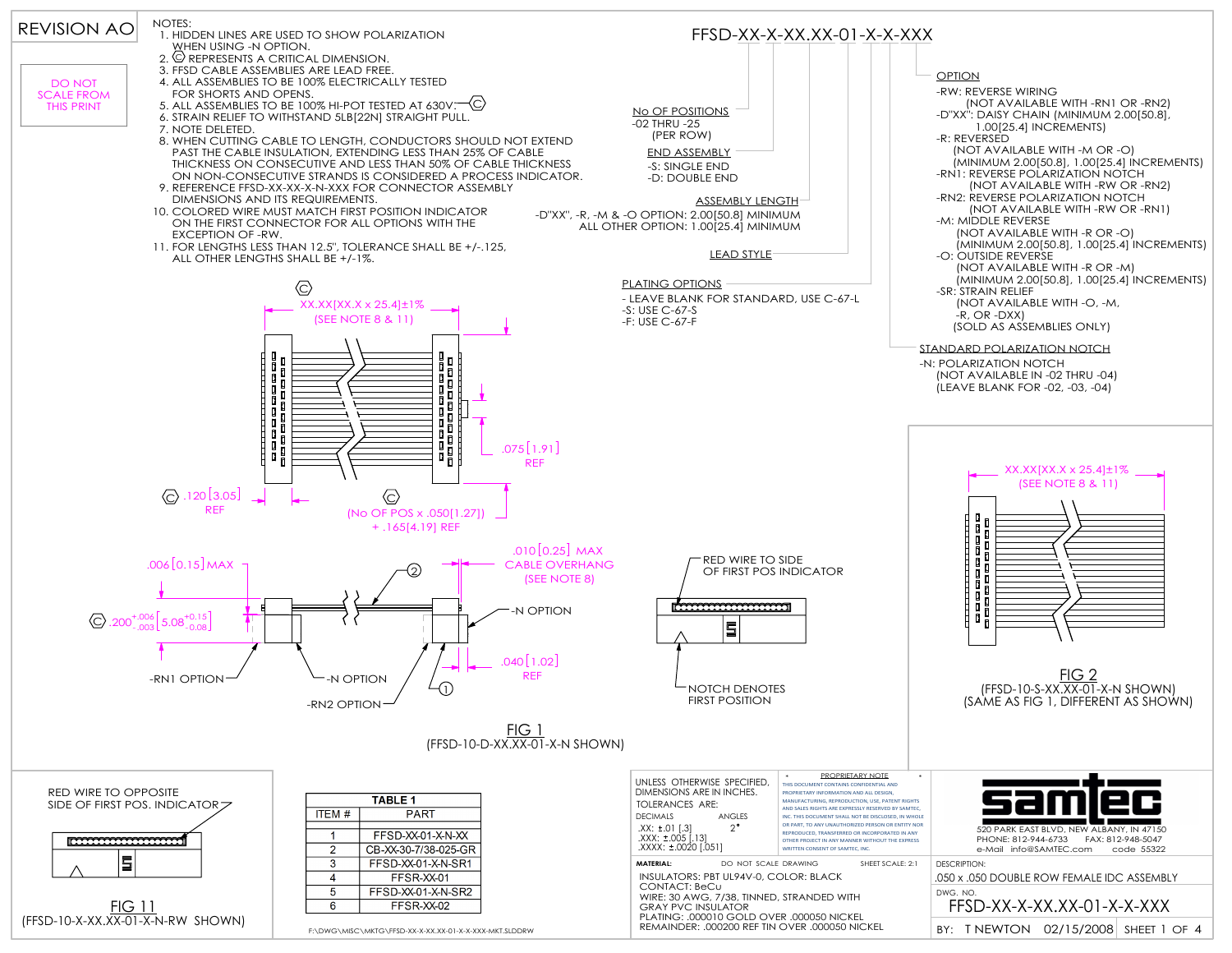REVISION AO

DO NOT SCALE FROM THIS PRINT

NOTES:
1. HIDDEN LINES ARE USED TO SHOW POLARIZATION WHEN USING -N OPTION.
2. Ⓒ REPRESENTS A CRITICAL DIMENSION.
3. FFSD CABLE ASSEMBLIES ARE LEAD FREE.
4. ALL ASSEMBLIES TO BE 100% ELECTRICALLY TESTED FOR SHORTS AND OPENS.
5. ALL ASSEMBLIES TO BE 100% HI-POT TESTED AT 630V. Ⓒ
6. STRAIN RELIEF TO WITHSTAND 5LB[22N] STRAIGHT PULL.
7. NOTE DELETED.
8. WHEN CUTTING CABLE TO LENGTH, CONDUCTORS SHOULD NOT EXTEND PAST THE CABLE INSULATION, EXTENDING LESS THAN 25% OF CABLE THICKNESS ON CONSECUTIVE AND LESS THAN 50% OF CABLE THICKNESS ON NON-CONSECUTIVE STRANDS IS CONSIDERED A PROCESS INDICATOR.
9. REFERENCE FFSD-XX-XX-X-N-XXX FOR CONNECTOR ASSEMBLY DIMENSIONS AND ITS REQUIREMENTS.
10. COLORED WIRE MUST MATCH FIRST POSITION INDICATOR ON THE FIRST CONNECTOR FOR ALL OPTIONS WITH THE EXCEPTION OF -RW.
11. FOR LENGTHS LESS THAN 12.5", TOLERANCE SHALL BE +/-.125, ALL OTHER LENGTHS SHALL BE +/-1%.

# FFSD-XX-X-XX.XX-01-X-X-XXX

**No OF POSITIONS**
-02 THRU -25 (PER ROW)

**END ASSEMBLY**
-S: SINGLE END
-D: DOUBLE END

**ASSEMBLY LENGTH**
-D"XX", -R, -M & -O OPTION: 2.00[50.8] MINIMUM
ALL OTHER OPTION: 1.00[25.4] MINIMUM

**LEAD STYLE**

**PLATING OPTIONS**
- LEAVE BLANK FOR STANDARD, USE C-67-L
-S: USE C-67-S
-F: USE C-67-F

**STANDARD POLARIZATION NOTCH**
-N: POLARIZATION NOTCH
(NOT AVAILABLE IN -02 THRU -04)
(LEAVE BLANK FOR -02, -03, -04)

**OPTION**
-RW: REVERSE WIRING (NOT AVAILABLE WITH -RN1 OR -RN2)
-D"XX": DAISY CHAIN (MINIMUM 2.00[50.8], 1.00[25.4] INCREMENTS)
-R: REVERSED (NOT AVAILABLE WITH -M OR -O) (MINIMUM 2.00[50.8], 1.00[25.4] INCREMENTS)
-RN1: REVERSE POLARIZATION NOTCH (NOT AVAILABLE WITH -RW OR -RN2)
-RN2: REVERSE POLARIZATION NOTCH (NOT AVAILABLE WITH -RW OR -RN1)
-M: MIDDLE REVERSE (NOT AVAILABLE WITH -R OR -O) (MINIMUM 2.00[50.8], 1.00[25.4] INCREMENTS)
-O: OUTSIDE REVERSE (NOT AVAILABLE WITH -R OR -M) (MINIMUM 2.00[50.8], 1.00[25.4] INCREMENTS)
-SR: STRAIN RELIEF (NOT AVAILABLE WITH -O, -M, -R, OR -DXX) (SOLD AS ASSEMBLIES ONLY)

Ⓒ XX.XX[XX.X x 25.4]±1% (SEE NOTE 8 & 11)

Ⓒ .120[3.05] REF

.075[1.91] REF

Ⓒ (No OF POS x .050[1.27]) + .165[4.19] REF

.006[0.15] MAX

Ⓒ .200 $^{+.006}_{-.003}$ [5.08 $^{+0.15}_{-0.08}$]

.010[0.25] MAX CABLE OVERHANG (SEE NOTE 8)

-N OPTION

.040[1.02] REF

-RN1 OPTION   -N OPTION   -RN2 OPTION

RED WIRE TO SIDE OF FIRST POS INDICATOR

NOTCH DENOTES FIRST POSITION

FIG 1
(FFSD-10-D-XX.XX-01-X-N SHOWN)

XX.XX[XX.X x 25.4]±1% (SEE NOTE 8 & 11)

FIG 2
(FFSD-10-S-XX.XX-01-X-N SHOWN)
(SAME AS FIG 1, DIFFERENT AS SHOWN)

RED WIRE TO OPPOSITE SIDE OF FIRST POS. INDICATOR

FIG 11
(FFSD-10-X-XX.XX-01-X-N-RW SHOWN)

| TABLE 1 | |
|---|---|
| ITEM # | PART |
| 1 | FFSD-XX-01-X-N-XX |
| 2 | CB-XX-30-7/38-025-GR |
| 3 | FFSD-XX-01-X-N-SR1 |
| 4 | FFSR-XX-01 |
| 5 | FFSD-XX-01-X-N-SR2 |
| 6 | FFSR-XX-02 |

F:\DWG\MISC\MKTG\FFSD-XX-X-XX.XX-01-X-X-XXX-MKT.SLDDRW

UNLESS OTHERWISE SPECIFIED, DIMENSIONS ARE IN INCHES.
TOLERANCES ARE:
DECIMALS: .XX: ±.01 [.3]  .XXX: ±.005 [.13]  .XXXX: ±.0020 [.051]
ANGLES: 2°

PROPRIETARY NOTE: THIS DOCUMENT CONTAINS CONFIDENTIAL AND PROPRIETARY INFORMATION AND ALL DESIGN, MANUFACTURING, REPRODUCTION, USE, PATENT RIGHTS AND SALES RIGHTS ARE EXPRESSLY RESERVED BY SAMTEC, INC. THIS DOCUMENT SHALL NOT BE DISCLOSED, IN WHOLE OR PART, TO ANY UNAUTHORIZED PERSON OR ENTITY NOR REPRODUCED, TRANSFERRED OR INCORPORATED IN ANY OTHER PROJECT IN ANY MANNER WITHOUT THE EXPRESS WRITTEN CONSENT OF SAMTEC, INC.

samtec
520 PARK EAST BLVD, NEW ALBANY, IN 47150
PHONE: 812-944-6733  FAX: 812-948-5047
e-Mail info@SAMTEC.com  code 55322

MATERIAL:  DO NOT SCALE DRAWING  SHEET SCALE: 2:1
INSULATORS: PBT UL94V-0, COLOR: BLACK
CONTACT: BeCu
WIRE: 30 AWG, 7/38, TINNED, STRANDED WITH GRAY PVC INSULATOR
PLATING: .000010 GOLD OVER .000050 NICKEL
REMAINDER: .000200 REF TIN OVER .000050 NICKEL

DESCRIPTION: .050 x .050 DOUBLE ROW FEMALE IDC ASSEMBLY
DWG. NO. FFSD-XX-X-XX.XX-01-X-X-XXX
BY: T NEWTON  02/15/2008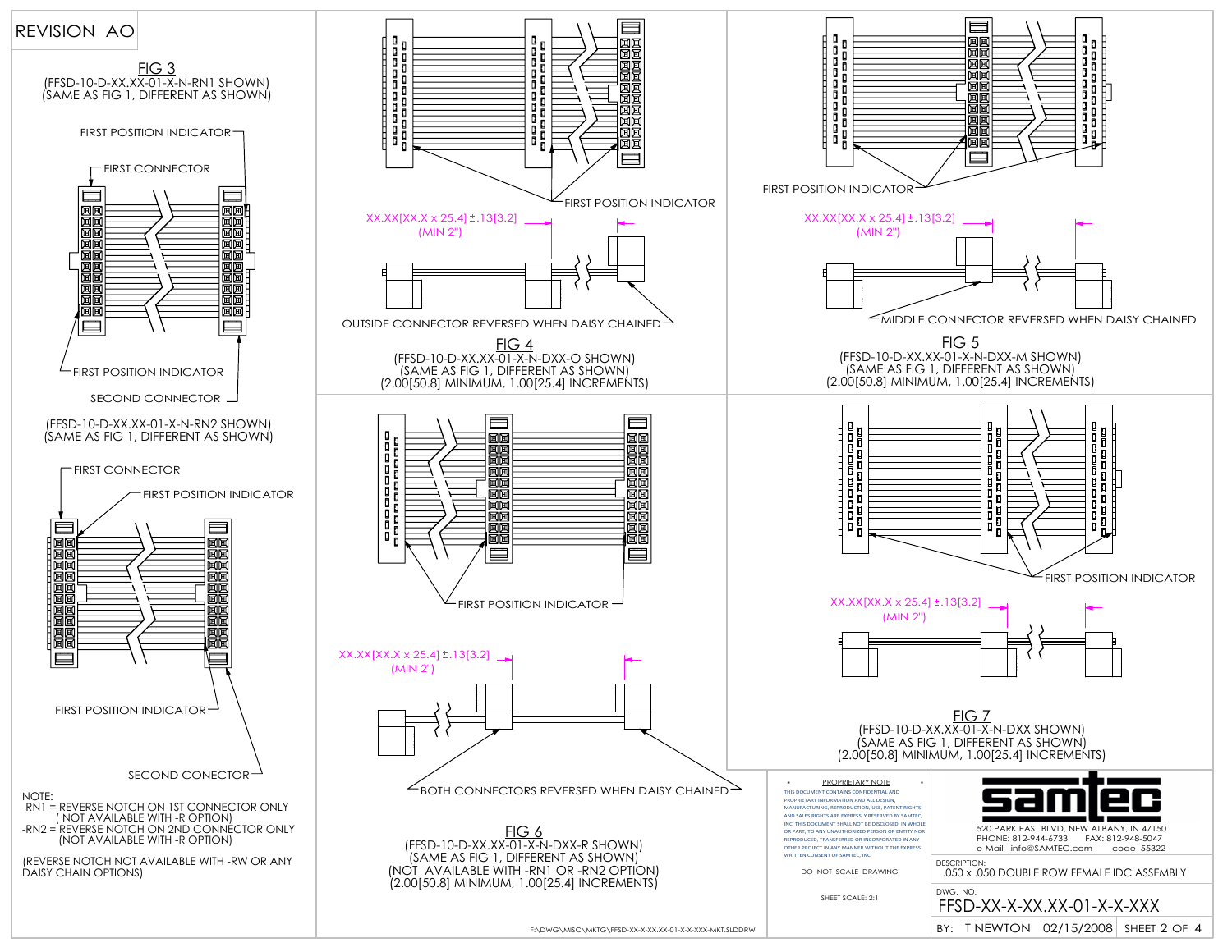REVISION AO

## FIG 3

(FFSD-10-D-XX.XX-01-X-N-RN1 SHOWN)
(SAME AS FIG 1, DIFFERENT AS SHOWN)

FIRST POSITION INDICATOR

FIRST CONNECTOR

FIRST POSITION INDICATOR

SECOND CONNECTOR

(FFSD-10-D-XX.XX-01-X-N-RN2 SHOWN)
(SAME AS FIG 1, DIFFERENT AS SHOWN)

FIRST CONNECTOR

FIRST POSITION INDICATOR

FIRST POSITION INDICATOR

SECOND CONECTOR

NOTE:
-RN1 = REVERSE NOTCH ON 1ST CONNECTOR ONLY
( NOT AVAILABLE WITH -R OPTION)
-RN2 = REVERSE NOTCH ON 2ND CONNECTOR ONLY
(NOT AVAILABLE WITH -R OPTION)

(REVERSE NOTCH NOT AVAILABLE WITH -RW OR ANY DAISY CHAIN OPTIONS)

FIRST POSITION INDICATOR

XX.XX[XX.X x 25.4] ±.13[3.2]
(MIN 2")

OUTSIDE CONNECTOR REVERSED WHEN DAISY CHAINED

## FIG 4

(FFSD-10-D-XX.XX-01-X-N-DXX-O SHOWN)
(SAME AS FIG 1, DIFFERENT AS SHOWN)
(2.00[50.8] MINIMUM, 1.00[25.4] INCREMENTS)

FIRST POSITION INDICATOR

XX.XX[XX.X x 25.4] ±.13[3.2]
(MIN 2")

MIDDLE CONNECTOR REVERSED WHEN DAISY CHAINED

## FIG 5

(FFSD-10-D-XX.XX-01-X-N-DXX-M SHOWN)
(SAME AS FIG 1, DIFFERENT AS SHOWN)
(2.00[50.8] MINIMUM, 1.00[25.4] INCREMENTS)

FIRST POSITION INDICATOR

XX.XX[XX.X x 25.4] ±.13[3.2]
(MIN 2")

BOTH CONNECTORS REVERSED WHEN DAISY CHAINED

## FIG 6

(FFSD-10-D-XX.XX-01-X-N-DXX-R SHOWN)
(SAME AS FIG 1, DIFFERENT AS SHOWN)
(NOT AVAILABLE WITH -RN1 OR -RN2 OPTION)
(2.00[50.8] MINIMUM, 1.00[25.4] INCREMENTS)

FIRST POSITION INDICATOR

XX.XX[XX.X x 25.4] ±.13[3.2]
(MIN 2")

## FIG 7

(FFSD-10-D-XX.XX-01-X-N-DXX SHOWN)
(SAME AS FIG 1, DIFFERENT AS SHOWN)
(2.00[50.8] MINIMUM, 1.00[25.4] INCREMENTS)

PROPRIETARY NOTE

THIS DOCUMENT CONTAINS CONFIDENTIAL AND PROPRIETARY INFORMATION AND ALL DESIGN, MANUFACTURING, REPRODUCTION, USE, PATENT RIGHTS AND SALES RIGHTS ARE EXPRESSLY RESERVED BY SAMTEC, INC. THIS DOCUMENT SHALL NOT BE DISCLOSED, IN WHOLE OR PART, TO ANY UNAUTHORIZED PERSON OR ENTITY NOR REPRODUCED, TRANSFERRED OR INCORPORATED IN ANY OTHER PROJECT IN ANY MANNER WITHOUT THE EXPRESS WRITTEN CONSENT OF SAMTEC, INC.

DO NOT SCALE DRAWING

SHEET SCALE: 2:1

samtec

520 PARK EAST BLVD, NEW ALBANY, IN 47150
PHONE: 812-944-6733 FAX: 812-948-5047
e-Mail info@SAMTEC.com code 55322

DESCRIPTION:
.050 x .050 DOUBLE ROW FEMALE IDC ASSEMBLY

DWG. NO.
FFSD-XX-X-XX.XX-01-X-X-XXX

BY: T NEWTON 02/15/2008 SHEET 2 OF 4

F:\DWG\MISC\MKTG\FFSD-XX-X-XX.XX-01-X-X-XXX-MKT.SLDDRW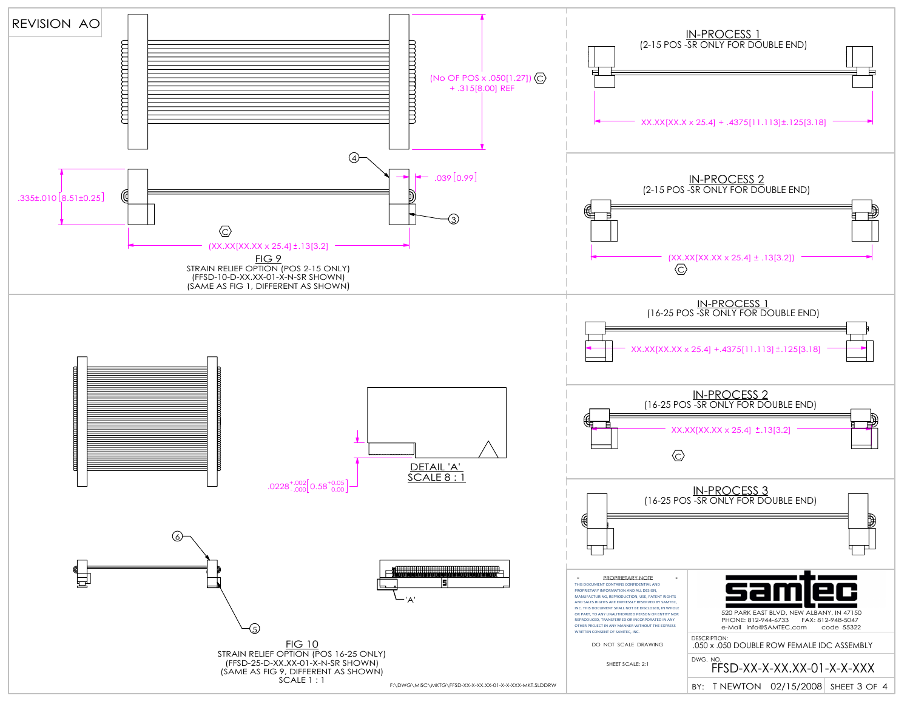REVISION AO

(No OF POS x .050[1.27]) (C) + .315[8.00] REF

.039 [0.99]

.335±.010 [8.51±0.25]

(C)

(XX.XX[XX.XX x 25.4] ±.13[3.2]

4

3

FIG 9

STRAIN RELIEF OPTION (POS 2-15 ONLY)
(FFSD-10-D-XX.XX-01-X-N-SR SHOWN)
(SAME AS FIG 1, DIFFERENT AS SHOWN)

## IN-PROCESS 1

(2-15 POS -SR ONLY FOR DOUBLE END)

XX.XX[XX.X x 25.4] + .4375[11.113]±.125[3.18]

## IN-PROCESS 2

(2-15 POS -SR ONLY FOR DOUBLE END)

(XX.XX[XX.XX x 25.4] ± .13[3.2])

(C)

## IN-PROCESS 1

(16-25 POS -SR ONLY FOR DOUBLE END)

XX.XX[XX.XX x 25.4] +.4375[11.113] ±.125[3.18]

## IN-PROCESS 2

(16-25 POS -SR ONLY FOR DOUBLE END)

XX.XX[XX.XX x 25.4] ±.13[3.2]

(C)

## IN-PROCESS 3

(16-25 POS -SR ONLY FOR DOUBLE END)

$.0228^{+.002}_{-.000}$ [$0.58^{+0.05}_{0.00}$]

DETAIL 'A'
SCALE 8 : 1

'A'

6

5

FIG 10

STRAIN RELIEF OPTION (POS 16-25 ONLY)
(FFSD-25-D-XX.XX-01-X-N-SR SHOWN)
(SAME AS FIG 9, DIFFERENT AS SHOWN)
SCALE 1 : 1

F:\DWG\MISC\MKTG\FFSD-XX-X-XX.XX-01-X-X-XXX-MKT.SLDDRW

PROPRIETARY NOTE

THIS DOCUMENT CONTAINS CONFIDENTIAL AND PROPRIETARY INFORMATION AND ALL DESIGN, MANUFACTURING, REPRODUCTION, USE, PATENT RIGHTS AND SALES RIGHTS ARE EXPRESSLY RESERVED BY SAMTEC, INC. THIS DOCUMENT SHALL NOT BE DISCLOSED, IN WHOLE OR PART, TO ANY UNAUTHORIZED PERSON OR ENTITY NOR REPRODUCED, TRANSFERRED OR INCORPORATED IN ANY OTHER PROJECT IN ANY MANNER WITHOUT THE EXPRESS WRITTEN CONSENT OF SAMTEC, INC.

DO NOT SCALE DRAWING

SHEET SCALE: 2:1

samtec

520 PARK EAST BLVD, NEW ALBANY, IN 47150
PHONE: 812-944-6733 FAX: 812-948-5047
e-Mail info@SAMTEC.com code 55322

DESCRIPTION:
.050 x .050 DOUBLE ROW FEMALE IDC ASSEMBLY

DWG. NO.
FFSD-XX-X-XX.XX-01-X-X-XXX

BY: T NEWTON 02/15/2008 SHEET 3 OF 4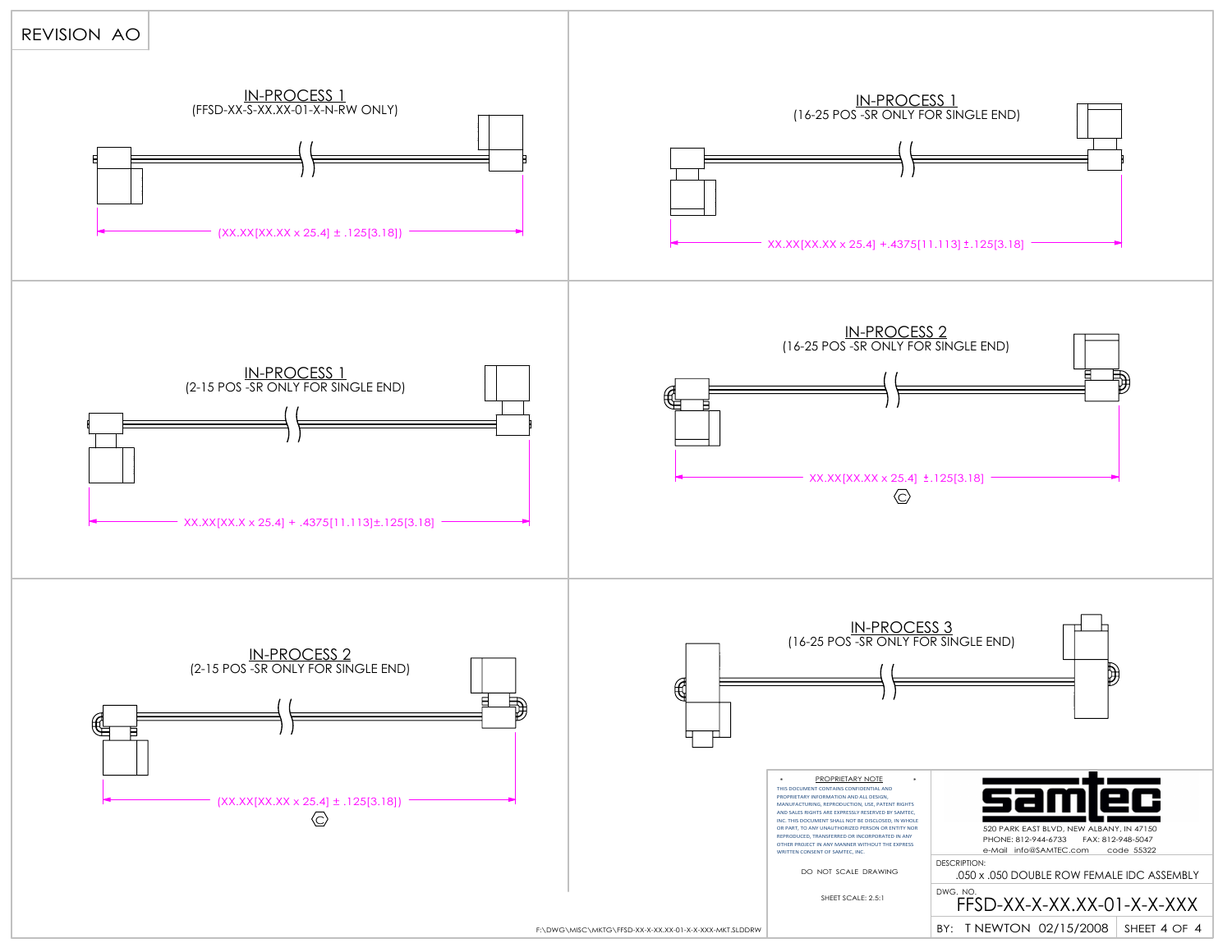REVISION AO

## IN-PROCESS 1
(FFSD-XX-S-XX.XX-01-X-N-RW ONLY)

(XX.XX[XX.XX x 25.4] ± .125[3.18])

## IN-PROCESS 1
(16-25 POS -SR ONLY FOR SINGLE END)

XX.XX[XX.XX x 25.4] +.4375[11.113] ±.125[3.18]

## IN-PROCESS 1
(2-15 POS -SR ONLY FOR SINGLE END)

XX.XX[XX.X x 25.4] + .4375[11.113]±.125[3.18]

## IN-PROCESS 2
(16-25 POS -SR ONLY FOR SINGLE END)

XX.XX[XX.XX x 25.4] ±.125[3.18]

Ⓒ

## IN-PROCESS 2
(2-15 POS -SR ONLY FOR SINGLE END)

(XX.XX[XX.XX x 25.4] ± .125[3.18])

Ⓒ

## IN-PROCESS 3
(16-25 POS -SR ONLY FOR SINGLE END)

PROPRIETARY NOTE

THIS DOCUMENT CONTAINS CONFIDENTIAL AND PROPRIETARY INFORMATION AND ALL DESIGN, MANUFACTURING, REPRODUCTION, USE, PATENT RIGHTS AND SALES RIGHTS ARE EXPRESSLY RESERVED BY SAMTEC, INC. THIS DOCUMENT SHALL NOT BE DISCLOSED, IN WHOLE OR PART, TO ANY UNAUTHORIZED PERSON OR ENTITY NOR REPRODUCED, TRANSFERRED OR INCORPORATED IN ANY OTHER PROJECT IN ANY MANNER WITHOUT THE EXPRESS WRITTEN CONSENT OF SAMTEC, INC.

DO NOT SCALE DRAWING

SHEET SCALE: 2.5:1

samtec

520 PARK EAST BLVD, NEW ALBANY, IN 47150
PHONE: 812-944-6733 FAX: 812-948-5047
e-Mail info@SAMTEC.com code 55322

DESCRIPTION:
.050 x .050 DOUBLE ROW FEMALE IDC ASSEMBLY

DWG. NO.
FFSD-XX-X-XX.XX-01-X-X-XXX

BY: T NEWTON 02/15/2008

F:\DWG\MISC\MKTG\FFSD-XX-X-XX.XX-01-X-X-XXX-MKT.SLDDRW